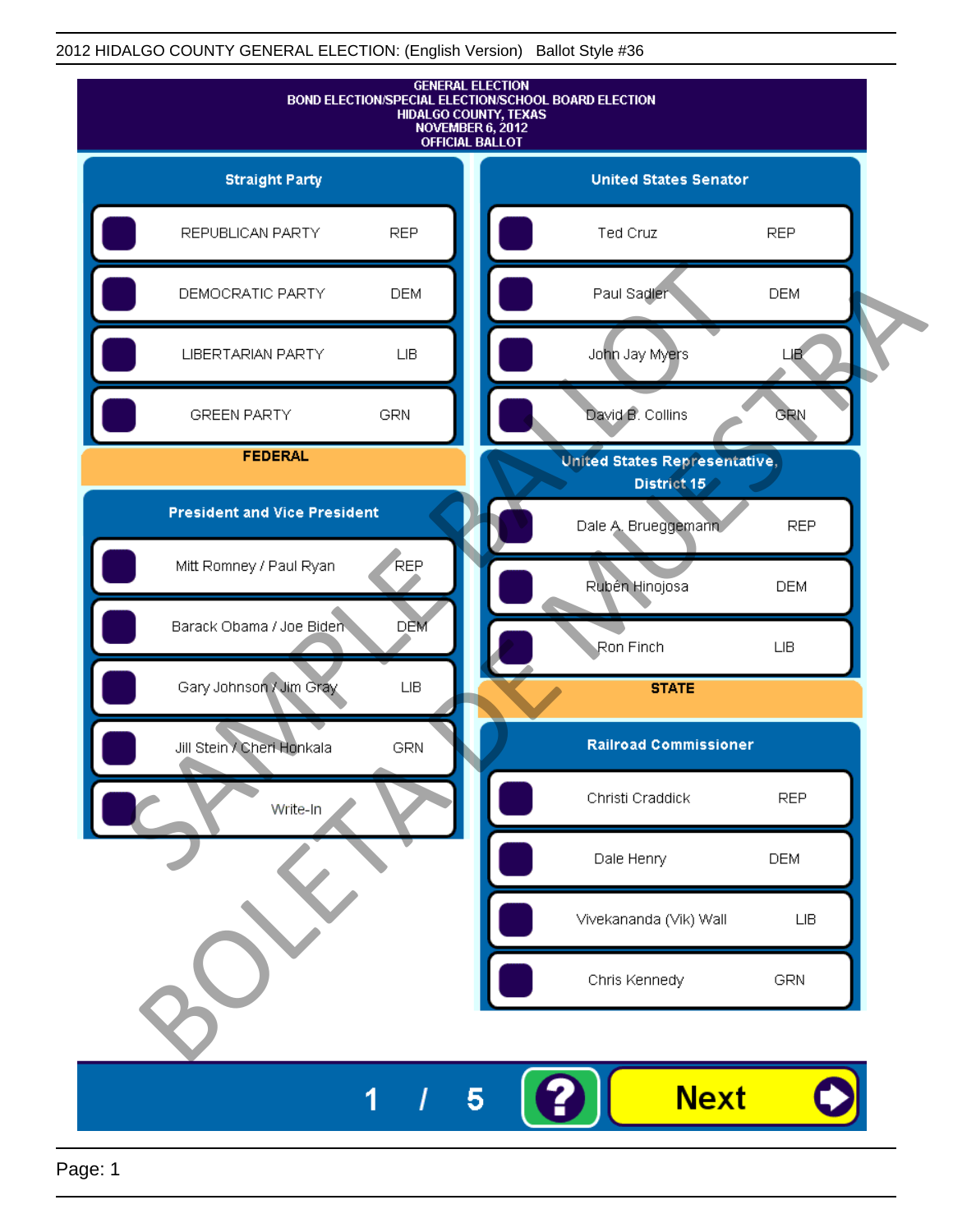GENERAL ELECTION
BOND ELECTION/SPECIAL ELECTION/SCHOOL BOARD ELECTION
HIDALGO COUNTY, TEXAS
NOVEMBER 6, 2012
OFFICIAL BALLOT

## Straight Party

| Party | |
|---|---|
| REPUBLICAN PARTY | REP |
| DEMOCRATIC PARTY | DEM |
| LIBERTARIAN PARTY | LIB |
| GREEN PARTY | GRN |

## FEDERAL

### President and Vice President

| Candidate | |
|---|---|
| Mitt Romney / Paul Ryan | REP |
| Barack Obama / Joe Biden | DEM |
| Gary Johnson / Jim Gray | LIB |
| Jill Stein / Cheri Honkala | GRN |
| Write-In | |

### United States Senator

| Candidate | |
|---|---|
| Ted Cruz | REP |
| Paul Sadler | DEM |
| John Jay Myers | LIB |
| David B. Collins | GRN |

### United States Representative, District 15

| Candidate | |
|---|---|
| Dale A. Brueggemann | REP |
| Rubén Hinojosa | DEM |
| Ron Finch | LIB |

## STATE

### Railroad Commissioner

| Candidate | |
|---|---|
| Christi Craddick | REP |
| Dale Henry | DEM |
| Vivekananda (Vik) Wall | LIB |
| Chris Kennedy | GRN |

SAMPLE BALLOT
BOLETA DE MUESTRA

1 / 5

Next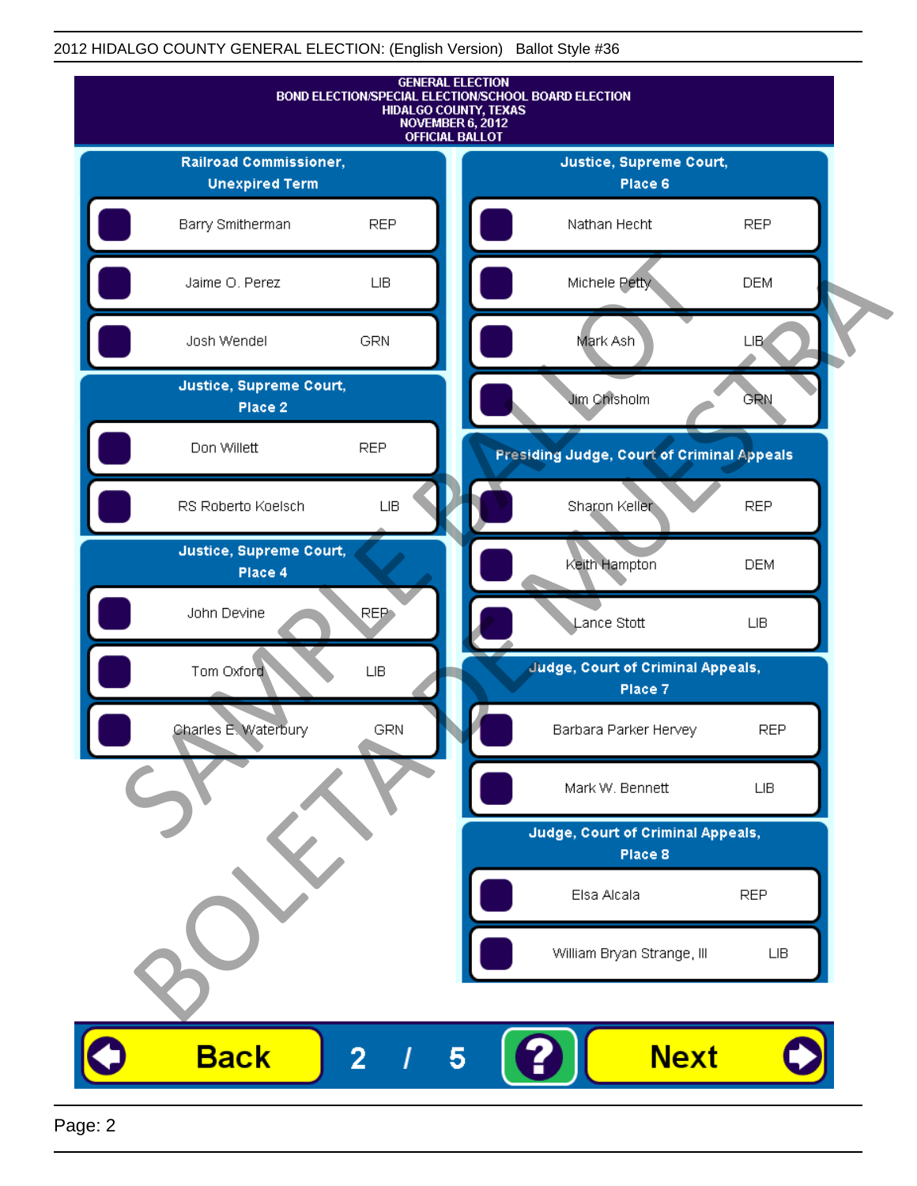2012 HIDALGO COUNTY GENERAL ELECTION: (English Version) Ballot Style #36

GENERAL ELECTION
BOND ELECTION/SPECIAL ELECTION/SCHOOL BOARD ELECTION
HIDALGO COUNTY, TEXAS
NOVEMBER 6, 2012
OFFICIAL BALLOT

## Railroad Commissioner, Unexpired Term

| Candidate | Party |
|---|---|
| Barry Smitherman | REP |
| Jaime O. Perez | LIB |
| Josh Wendel | GRN |

## Justice, Supreme Court, Place 2

| Candidate | Party |
|---|---|
| Don Willett | REP |
| RS Roberto Koelsch | LIB |

## Justice, Supreme Court, Place 4

| Candidate | Party |
|---|---|
| John Devine | REP |
| Tom Oxford | LIB |
| Charles E. Waterbury | GRN |

## Justice, Supreme Court, Place 6

| Candidate | Party |
|---|---|
| Nathan Hecht | REP |
| Michele Petty | DEM |
| Mark Ash | LIB |
| Jim Chisholm | GRN |

## Presiding Judge, Court of Criminal Appeals

| Candidate | Party |
|---|---|
| Sharon Keller | REP |
| Keith Hampton | DEM |
| Lance Stott | LIB |

## Judge, Court of Criminal Appeals, Place 7

| Candidate | Party |
|---|---|
| Barbara Parker Hervey | REP |
| Mark W. Bennett | LIB |

## Judge, Court of Criminal Appeals, Place 8

| Candidate | Party |
|---|---|
| Elsa Alcala | REP |
| William Bryan Strange, III | LIB |

SAMPLE BALLOT
BOLETA DE MUESTRA

Back 2 / 5 ? Next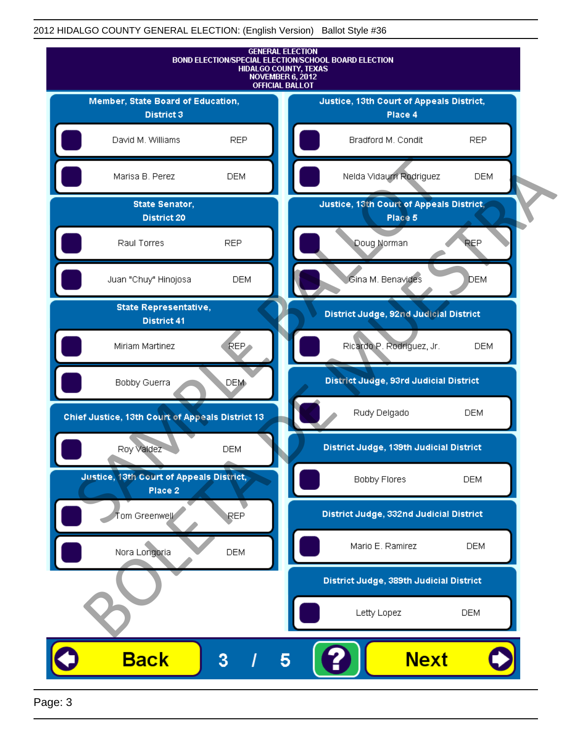2012 HIDALGO COUNTY GENERAL ELECTION: (English Version) Ballot Style #36

# GENERAL ELECTION
## BOND ELECTION/SPECIAL ELECTION/SCHOOL BOARD ELECTION
## HIDALGO COUNTY, TEXAS
## NOVEMBER 6, 2012
## OFFICIAL BALLOT

### Member, State Board of Education, District 3

| Candidate | Party |
|---|---|
| David M. Williams | REP |
| Marisa B. Perez | DEM |

### State Senator, District 20

| Candidate | Party |
|---|---|
| Raul Torres | REP |
| Juan "Chuy" Hinojosa | DEM |

### State Representative, District 41

| Candidate | Party |
|---|---|
| Miriam Martinez | REP |
| Bobby Guerra | DEM |

### Chief Justice, 13th Court of Appeals District 13

| Candidate | Party |
|---|---|
| Roy Valdez | DEM |

### Justice, 13th Court of Appeals District, Place 2

| Candidate | Party |
|---|---|
| Tom Greenwell | REP |
| Nora Longoria | DEM |

### Justice, 13th Court of Appeals District, Place 4

| Candidate | Party |
|---|---|
| Bradford M. Condit | REP |
| Nelda Vidaurri Rodriguez | DEM |

### Justice, 13th Court of Appeals District, Place 5

| Candidate | Party |
|---|---|
| Doug Norman | REP |
| Gina M. Benavides | DEM |

### District Judge, 92nd Judicial District

| Candidate | Party |
|---|---|
| Ricardo P. Rodriguez, Jr. | DEM |

### District Judge, 93rd Judicial District

| Candidate | Party |
|---|---|
| Rudy Delgado | DEM |

### District Judge, 139th Judicial District

| Candidate | Party |
|---|---|
| Bobby Flores | DEM |

### District Judge, 332nd Judicial District

| Candidate | Party |
|---|---|
| Mario E. Ramirez | DEM |

### District Judge, 389th Judicial District

| Candidate | Party |
|---|---|
| Letty Lopez | DEM |

SAMPLE BALLOT / BOLETA DE MUESTRA

Back 3 / 5 ? Next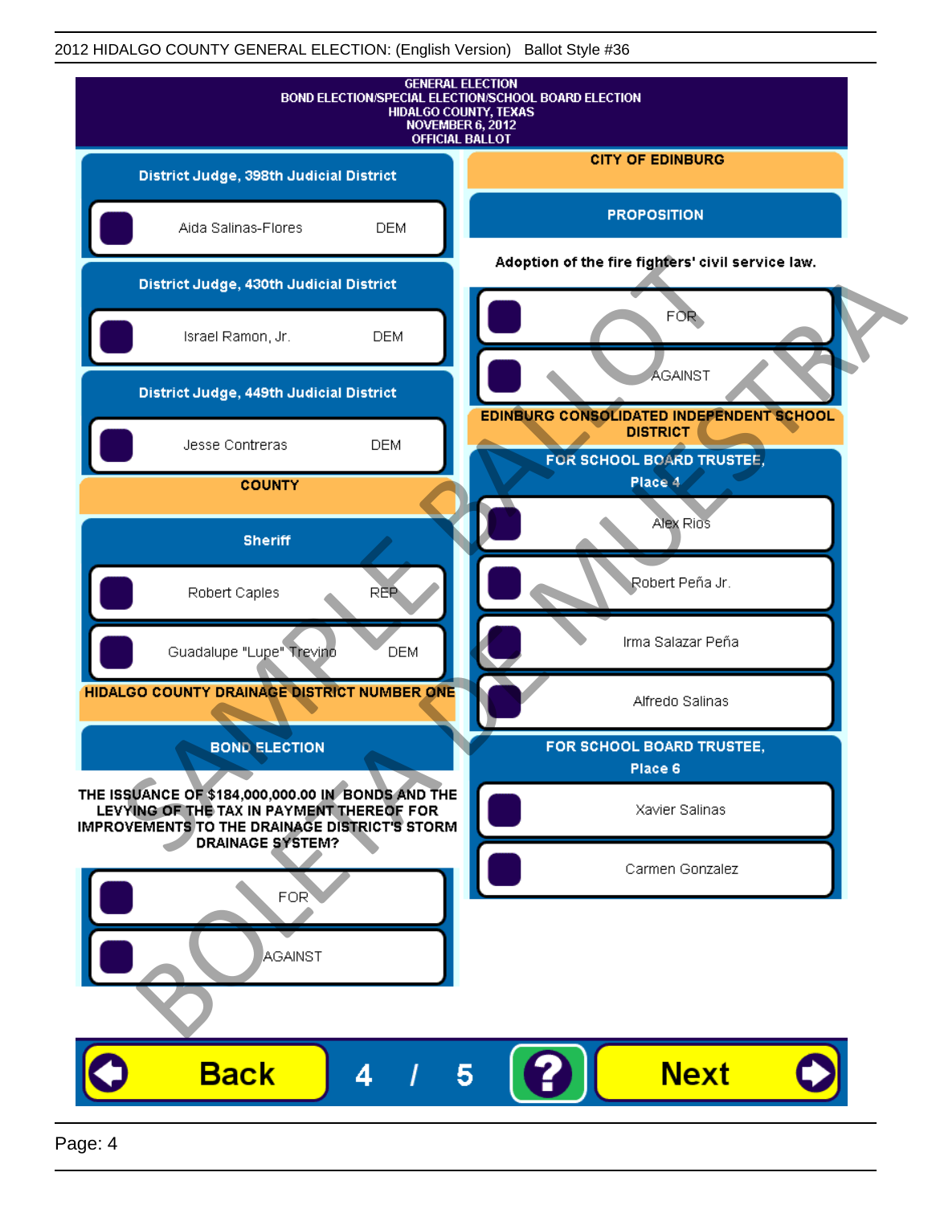GENERAL ELECTION
BOND ELECTION/SPECIAL ELECTION/SCHOOL BOARD ELECTION
HIDALGO COUNTY, TEXAS
NOVEMBER 6, 2012
OFFICIAL BALLOT

## District Judge, 398th Judicial District

- Aida Salinas-Flores — DEM

## District Judge, 430th Judicial District

- Israel Ramon, Jr. — DEM

## District Judge, 449th Judicial District

- Jesse Contreras — DEM

## COUNTY

### Sheriff

- Robert Caples — REP
- Guadalupe "Lupe" Trevino — DEM

## HIDALGO COUNTY DRAINAGE DISTRICT NUMBER ONE

### BOND ELECTION

THE ISSUANCE OF $184,000,000.00 IN BONDS AND THE LEVYING OF THE TAX IN PAYMENT THEREOF FOR IMPROVEMENTS TO THE DRAINAGE DISTRICT'S STORM DRAINAGE SYSTEM?

- FOR
- AGAINST

## CITY OF EDINBURG

### PROPOSITION

Adoption of the fire fighters' civil service law.

- FOR
- AGAINST

## EDINBURG CONSOLIDATED INDEPENDENT SCHOOL DISTRICT

### FOR SCHOOL BOARD TRUSTEE, Place 4

- Alex Rios
- Robert Peña Jr.
- Irma Salazar Peña
- Alfredo Salinas

### FOR SCHOOL BOARD TRUSTEE, Place 6

- Xavier Salinas
- Carmen Gonzalez

SAMPLE BALLOT
BOLETA DE MUESTRA

Back 4 / 5 ? Next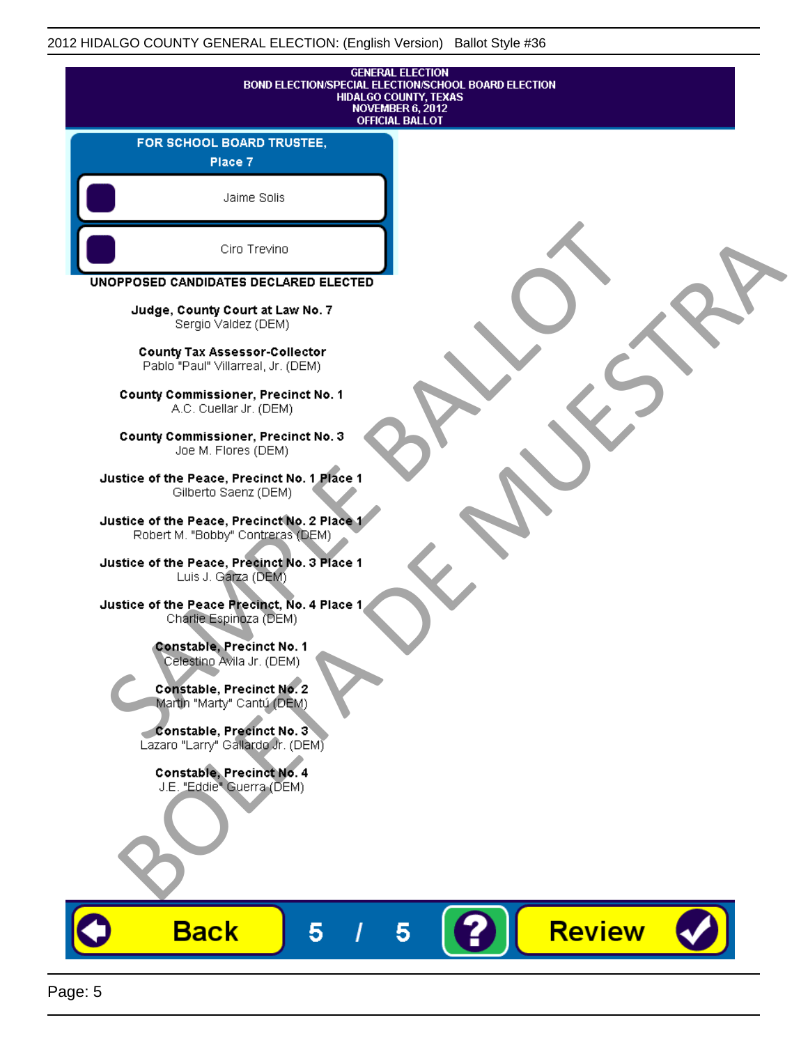GENERAL ELECTION
BOND ELECTION/SPECIAL ELECTION/SCHOOL BOARD ELECTION
HIDALGO COUNTY, TEXAS
NOVEMBER 6, 2012
OFFICIAL BALLOT

## FOR SCHOOL BOARD TRUSTEE, Place 7

- Jaime Solis
- Ciro Trevino

## UNOPPOSED CANDIDATES DECLARED ELECTED

**Judge, County Court at Law No. 7**
Sergio Valdez (DEM)

**County Tax Assessor-Collector**
Pablo "Paul" Villarreal, Jr. (DEM)

**County Commissioner, Precinct No. 1**
A.C. Cuellar Jr. (DEM)

**County Commissioner, Precinct No. 3**
Joe M. Flores (DEM)

**Justice of the Peace, Precinct No. 1 Place 1**
Gilberto Saenz (DEM)

**Justice of the Peace, Precinct No. 2 Place 1**
Robert M. "Bobby" Contreras (DEM)

**Justice of the Peace, Precinct No. 3 Place 1**
Luis J. Garza (DEM)

**Justice of the Peace Precinct, No. 4 Place 1**
Charlie Espinoza (DEM)

**Constable, Precinct No. 1**
Celestino Avila Jr. (DEM)

**Constable, Precinct No. 2**
Martin "Marty" Cantú (DEM)

**Constable, Precinct No. 3**
Lazaro "Larry" Gallardo Jr. (DEM)

**Constable, Precinct No. 4**
J.E. "Eddie" Guerra (DEM)

SAMPLE BALLOT
BOLETA DE MUESTRA

Back 5 / 5 ? Review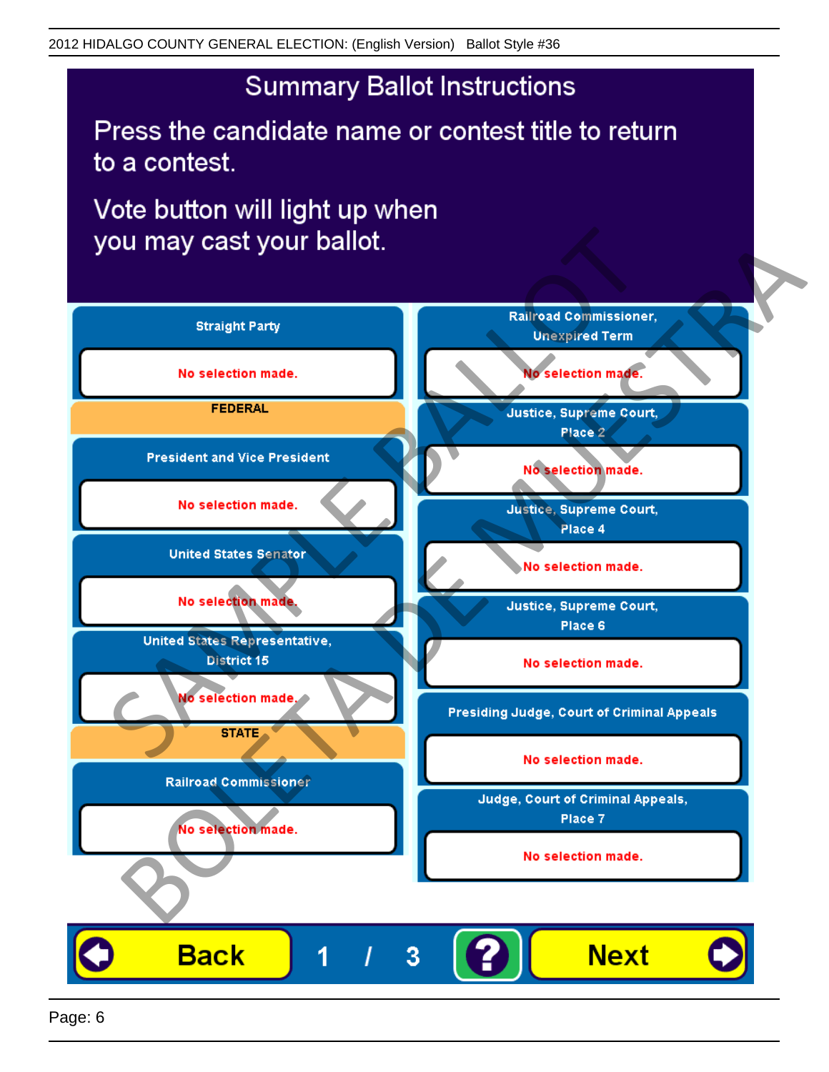2012 HIDALGO COUNTY GENERAL ELECTION: (English Version) Ballot Style #36

# Summary Ballot Instructions

Press the candidate name or contest title to return to a contest.

Vote button will light up when you may cast your ballot.

**Straight Party**

No selection made.

**FEDERAL**

**President and Vice President**

No selection made.

**United States Senator**

No selection made.

**United States Representative, District 15**

No selection made.

**STATE**

**Railroad Commissioner**

No selection made.

**Railroad Commissioner, Unexpired Term**

No selection made.

**Justice, Supreme Court, Place 2**

No selection made.

**Justice, Supreme Court, Place 4**

No selection made.

**Justice, Supreme Court, Place 6**

No selection made.

**Presiding Judge, Court of Criminal Appeals**

No selection made.

**Judge, Court of Criminal Appeals, Place 7**

No selection made.

Back 1 / 3 ? Next

SAMPLE BALLOT BOLETA DE MUESTRA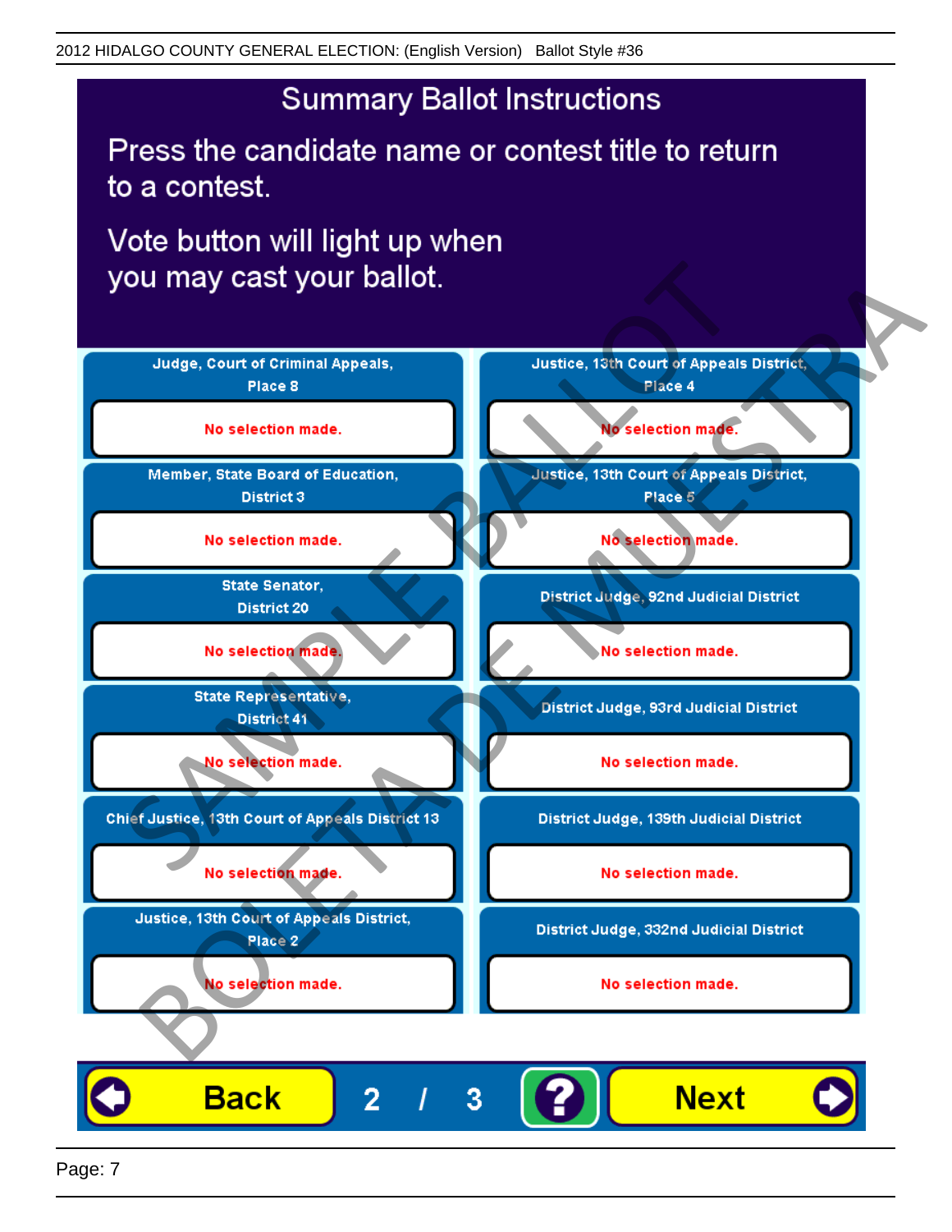# Summary Ballot Instructions

Press the candidate name or contest title to return to a contest.

Vote button will light up when you may cast your ballot.

| Contest | Selection |
|---|---|
| Judge, Court of Criminal Appeals, Place 8 | No selection made. |
| Member, State Board of Education, District 3 | No selection made. |
| State Senator, District 20 | No selection made. |
| State Representative, District 41 | No selection made. |
| Chief Justice, 13th Court of Appeals District 13 | No selection made. |
| Justice, 13th Court of Appeals District, Place 2 | No selection made. |
| Justice, 13th Court of Appeals District, Place 4 | No selection made. |
| Justice, 13th Court of Appeals District, Place 5 | No selection made. |
| District Judge, 92nd Judicial District | No selection made. |
| District Judge, 93rd Judicial District | No selection made. |
| District Judge, 139th Judicial District | No selection made. |
| District Judge, 332nd Judicial District | No selection made. |

Back 2 / 3 ? Next

SAMPLE BALLOT BOLETA DE MUESTRA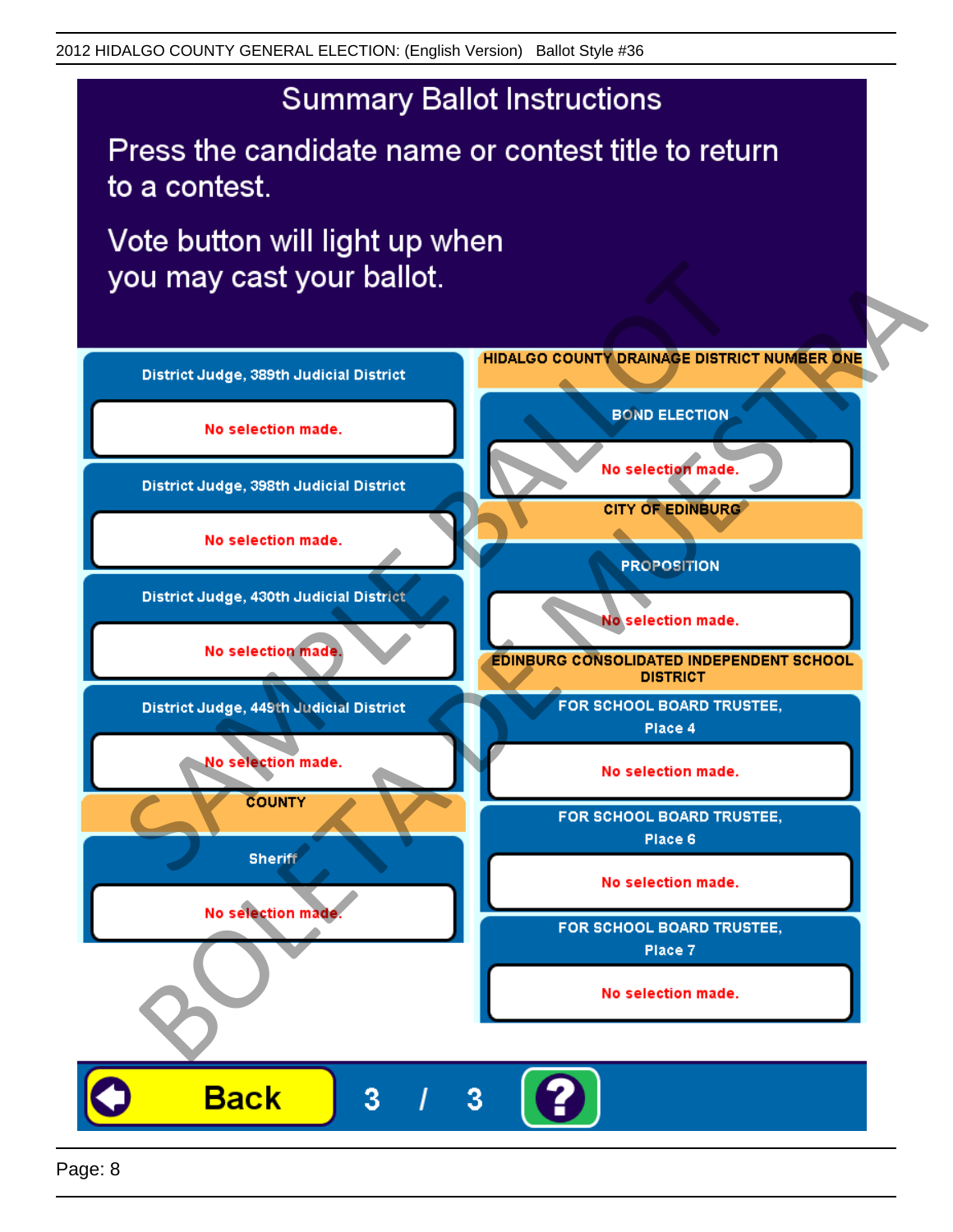# Summary Ballot Instructions

Press the candidate name or contest title to return to a contest.

Vote button will light up when you may cast your ballot.

**District Judge, 389th Judicial District**

No selection made.

**District Judge, 398th Judicial District**

No selection made.

**District Judge, 430th Judicial District**

No selection made.

**District Judge, 449th Judicial District**

No selection made.

**COUNTY**

**Sheriff**

No selection made.

**HIDALGO COUNTY DRAINAGE DISTRICT NUMBER ONE**

**BOND ELECTION**

No selection made.

**CITY OF EDINBURG**

**PROPOSITION**

No selection made.

**EDINBURG CONSOLIDATED INDEPENDENT SCHOOL DISTRICT**

**FOR SCHOOL BOARD TRUSTEE, Place 4**

No selection made.

**FOR SCHOOL BOARD TRUSTEE, Place 6**

No selection made.

**FOR SCHOOL BOARD TRUSTEE, Place 7**

No selection made.

Back

3 / 3

?

SAMPLE BALLOT

BOLETA DE MUESTRA